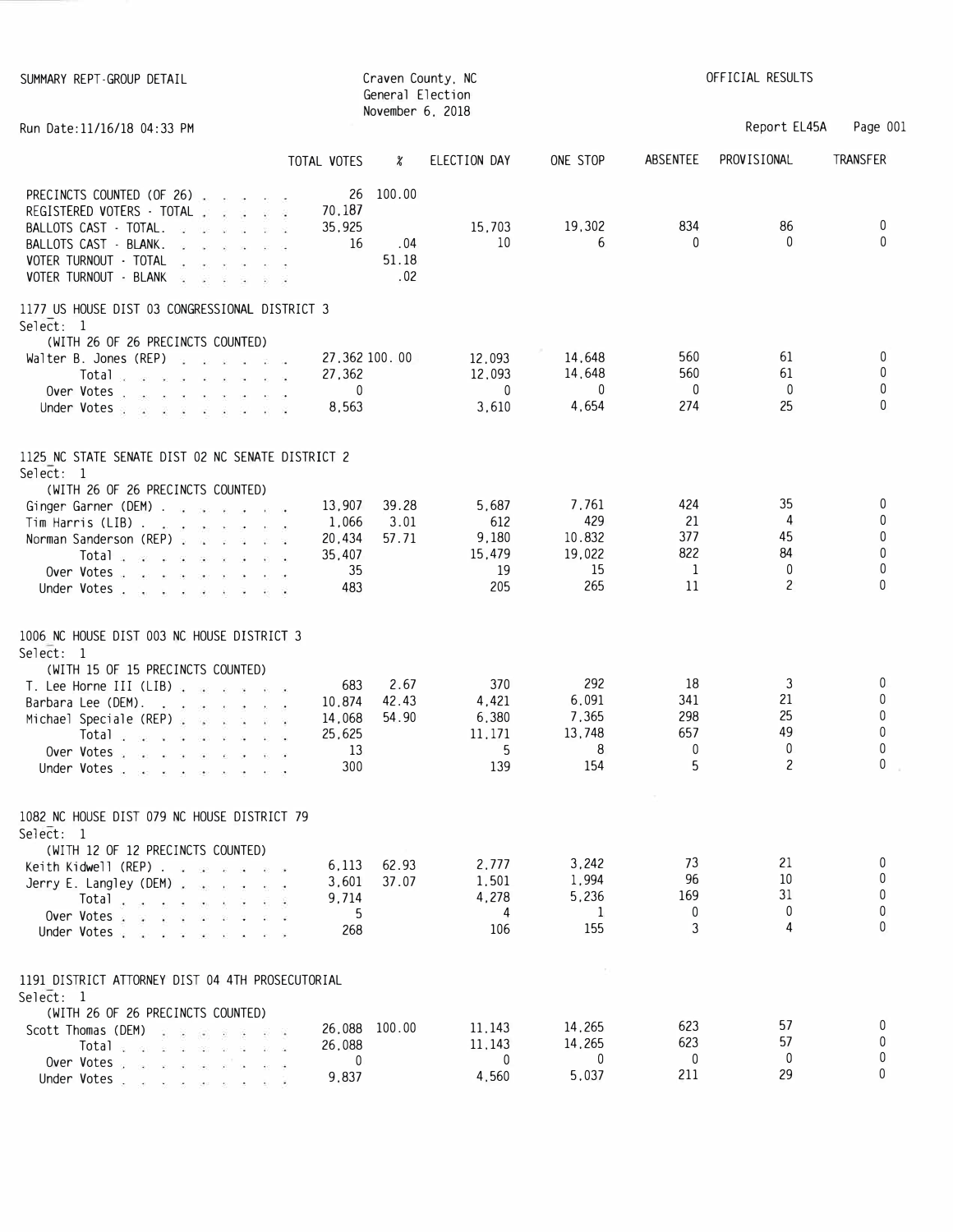SUMMARY REPT-GROUP DETAIL

Craven County, NC
General Election
November 6, 2018

OFFICIAL RESULTS

Run Date:11/16/18 04:33 PM

Report EL45A

| | TOTAL VOTES | % | ELECTION DAY | ONE STOP | ABSENTEE | PROVISIONAL | TRANSFER |
|---|---|---|---|---|---|---|---|
| PRECINCTS COUNTED (OF 26) | 26 | 100.00 | | | | | |
| REGISTERED VOTERS - TOTAL | 70,187 | | | | | | |
| BALLOTS CAST - TOTAL. | 35,925 | | 15,703 | 19,302 | 834 | 86 | 0 |
| BALLOTS CAST - BLANK. | 16 | .04 | 10 | 6 | 0 | 0 | 0 |
| VOTER TURNOUT - TOTAL | | 51.18 | | | | | |
| VOTER TURNOUT - BLANK | | .02 | | | | | |

## 1177_US HOUSE DIST 03 CONGRESSIONAL DISTRICT 3

Select: 1

(WITH 26 OF 26 PRECINCTS COUNTED)

| | TOTAL VOTES | % | ELECTION DAY | ONE STOP | ABSENTEE | PROVISIONAL | TRANSFER |
|---|---|---|---|---|---|---|---|
| Walter B. Jones (REP) | 27,362 | 100.00 | 12,093 | 14,648 | 560 | 61 | 0 |
| Total | 27,362 | | 12,093 | 14,648 | 560 | 61 | 0 |
| Over Votes | 0 | | 0 | 0 | 0 | 0 | 0 |
| Under Votes | 8,563 | | 3,610 | 4,654 | 274 | 25 | 0 |

## 1125_NC STATE SENATE DIST 02 NC SENATE DISTRICT 2

Select: 1

(WITH 26 OF 26 PRECINCTS COUNTED)

| | TOTAL VOTES | % | ELECTION DAY | ONE STOP | ABSENTEE | PROVISIONAL | TRANSFER |
|---|---|---|---|---|---|---|---|
| Ginger Garner (DEM) | 13,907 | 39.28 | 5,687 | 7,761 | 424 | 35 | 0 |
| Tim Harris (LIB) | 1,066 | 3.01 | 612 | 429 | 21 | 4 | 0 |
| Norman Sanderson (REP) | 20,434 | 57.71 | 9,180 | 10,832 | 377 | 45 | 0 |
| Total | 35,407 | | 15,479 | 19,022 | 822 | 84 | 0 |
| Over Votes | 35 | | 19 | 15 | 1 | 0 | 0 |
| Under Votes | 483 | | 205 | 265 | 11 | 2 | 0 |

## 1006_NC HOUSE DIST 003 NC HOUSE DISTRICT 3

Select: 1

(WITH 15 OF 15 PRECINCTS COUNTED)

| | TOTAL VOTES | % | ELECTION DAY | ONE STOP | ABSENTEE | PROVISIONAL | TRANSFER |
|---|---|---|---|---|---|---|---|
| T. Lee Horne III (LIB) | 683 | 2.67 | 370 | 292 | 18 | 3 | 0 |
| Barbara Lee (DEM). | 10,874 | 42.43 | 4,421 | 6,091 | 341 | 21 | 0 |
| Michael Speciale (REP) | 14,068 | 54.90 | 6,380 | 7,365 | 298 | 25 | 0 |
| Total | 25,625 | | 11,171 | 13,748 | 657 | 49 | 0 |
| Over Votes | 13 | | 5 | 8 | 0 | 0 | 0 |
| Under Votes | 300 | | 139 | 154 | 5 | 2 | 0 |

## 1082_NC HOUSE DIST 079 NC HOUSE DISTRICT 79

Select: 1

(WITH 12 OF 12 PRECINCTS COUNTED)

| | TOTAL VOTES | % | ELECTION DAY | ONE STOP | ABSENTEE | PROVISIONAL | TRANSFER |
|---|---|---|---|---|---|---|---|
| Keith Kidwell (REP) | 6,113 | 62.93 | 2,777 | 3,242 | 73 | 21 | 0 |
| Jerry E. Langley (DEM) | 3,601 | 37.07 | 1,501 | 1,994 | 96 | 10 | 0 |
| Total | 9,714 | | 4,278 | 5,236 | 169 | 31 | 0 |
| Over Votes | 5 | | 4 | 1 | 0 | 0 | 0 |
| Under Votes | 268 | | 106 | 155 | 3 | 4 | 0 |

## 1191_DISTRICT ATTORNEY DIST 04 4TH PROSECUTORIAL

Select: 1

(WITH 26 OF 26 PRECINCTS COUNTED)

| | TOTAL VOTES | % | ELECTION DAY | ONE STOP | ABSENTEE | PROVISIONAL | TRANSFER |
|---|---|---|---|---|---|---|---|
| Scott Thomas (DEM) | 26,088 | 100.00 | 11,143 | 14,265 | 623 | 57 | 0 |
| Total | 26,088 | | 11,143 | 14,265 | 623 | 57 | 0 |
| Over Votes | 0 | | 0 | 0 | 0 | 0 | 0 |
| Under Votes | 9,837 | | 4,560 | 5,037 | 211 | 29 | 0 |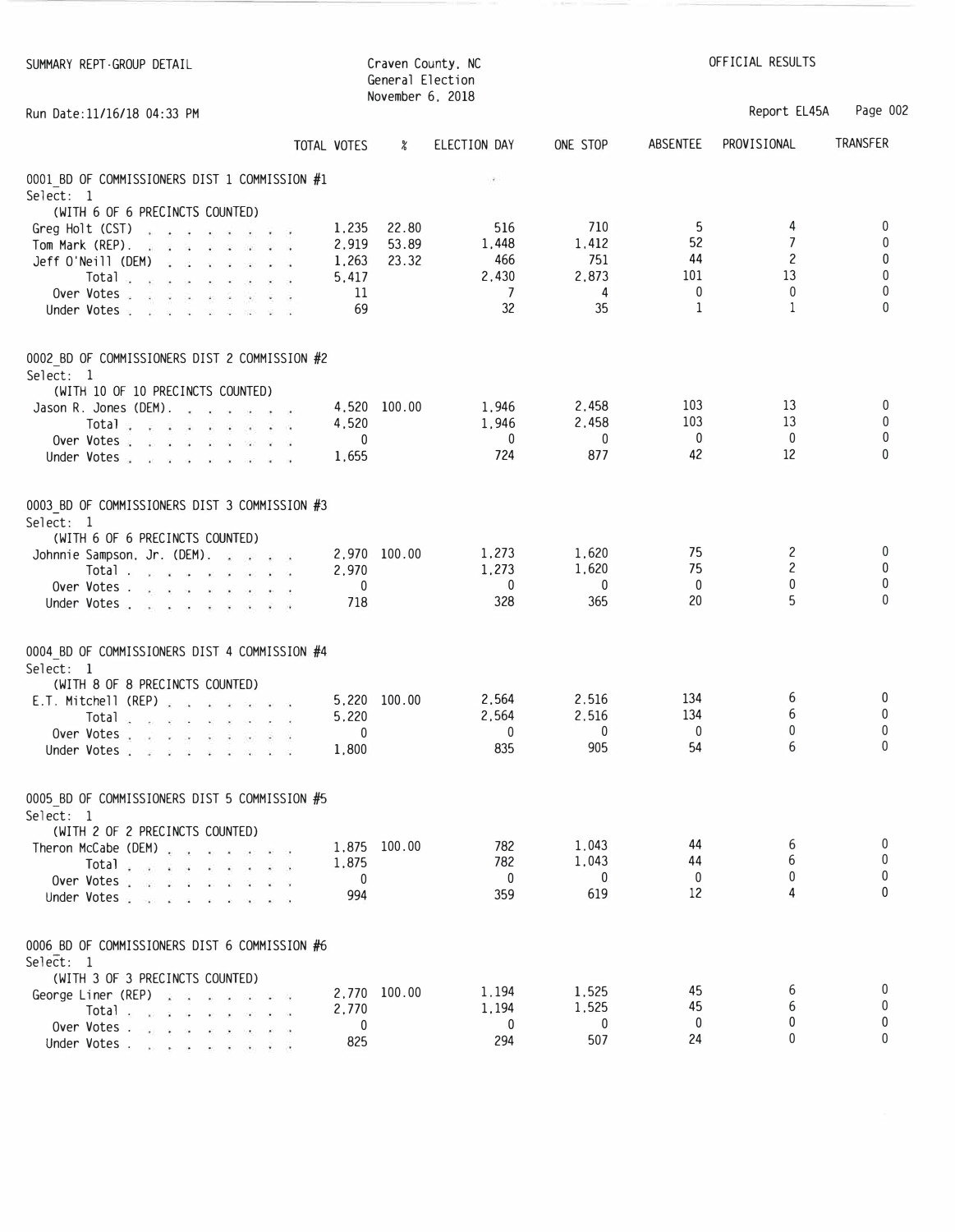SUMMARY REPT-GROUP DETAIL

Craven County, NC
General Election
November 6, 2018

OFFICIAL RESULTS

Run Date:11/16/18 04:33 PM

Report EL45A

## 0001_BD OF COMMISSIONERS DIST 1 COMMISSION #1

Select: 1
(WITH 6 OF 6 PRECINCTS COUNTED)

| | TOTAL VOTES | % | ELECTION DAY | ONE STOP | ABSENTEE | PROVISIONAL | TRANSFER |
|---|---|---|---|---|---|---|---|
| Greg Holt (CST) | 1,235 | 22.80 | 516 | 710 | 5 | 4 | 0 |
| Tom Mark (REP). | 2,919 | 53.89 | 1,448 | 1,412 | 52 | 7 | 0 |
| Jeff O'Neill (DEM) | 1,263 | 23.32 | 466 | 751 | 44 | 2 | 0 |
| Total | 5,417 | | 2,430 | 2,873 | 101 | 13 | 0 |
| Over Votes | 11 | | 7 | 4 | 0 | 0 | 0 |
| Under Votes | 69 | | 32 | 35 | 1 | 1 | 0 |

## 0002_BD OF COMMISSIONERS DIST 2 COMMISSION #2

Select: 1
(WITH 10 OF 10 PRECINCTS COUNTED)

| | TOTAL VOTES | % | ELECTION DAY | ONE STOP | ABSENTEE | PROVISIONAL | TRANSFER |
|---|---|---|---|---|---|---|---|
| Jason R. Jones (DEM). | 4,520 | 100.00 | 1,946 | 2,458 | 103 | 13 | 0 |
| Total | 4,520 | | 1,946 | 2,458 | 103 | 13 | 0 |
| Over Votes | 0 | | 0 | 0 | 0 | 0 | 0 |
| Under Votes | 1,655 | | 724 | 877 | 42 | 12 | 0 |

## 0003_BD OF COMMISSIONERS DIST 3 COMMISSION #3

Select: 1
(WITH 6 OF 6 PRECINCTS COUNTED)

| | TOTAL VOTES | % | ELECTION DAY | ONE STOP | ABSENTEE | PROVISIONAL | TRANSFER |
|---|---|---|---|---|---|---|---|
| Johnnie Sampson, Jr. (DEM). | 2,970 | 100.00 | 1,273 | 1,620 | 75 | 2 | 0 |
| Total | 2,970 | | 1,273 | 1,620 | 75 | 2 | 0 |
| Over Votes | 0 | | 0 | 0 | 0 | 0 | 0 |
| Under Votes | 718 | | 328 | 365 | 20 | 5 | 0 |

## 0004_BD OF COMMISSIONERS DIST 4 COMMISSION #4

Select: 1
(WITH 8 OF 8 PRECINCTS COUNTED)

| | TOTAL VOTES | % | ELECTION DAY | ONE STOP | ABSENTEE | PROVISIONAL | TRANSFER |
|---|---|---|---|---|---|---|---|
| E.T. Mitchell (REP) | 5,220 | 100.00 | 2,564 | 2,516 | 134 | 6 | 0 |
| Total | 5,220 | | 2,564 | 2,516 | 134 | 6 | 0 |
| Over Votes | 0 | | 0 | 0 | 0 | 0 | 0 |
| Under Votes | 1,800 | | 835 | 905 | 54 | 6 | 0 |

## 0005_BD OF COMMISSIONERS DIST 5 COMMISSION #5

Select: 1
(WITH 2 OF 2 PRECINCTS COUNTED)

| | TOTAL VOTES | % | ELECTION DAY | ONE STOP | ABSENTEE | PROVISIONAL | TRANSFER |
|---|---|---|---|---|---|---|---|
| Theron McCabe (DEM) | 1,875 | 100.00 | 782 | 1,043 | 44 | 6 | 0 |
| Total | 1,875 | | 782 | 1,043 | 44 | 6 | 0 |
| Over Votes | 0 | | 0 | 0 | 0 | 0 | 0 |
| Under Votes | 994 | | 359 | 619 | 12 | 4 | 0 |

## 0006_BD OF COMMISSIONERS DIST 6 COMMISSION #6

Select: 1
(WITH 3 OF 3 PRECINCTS COUNTED)

| | TOTAL VOTES | % | ELECTION DAY | ONE STOP | ABSENTEE | PROVISIONAL | TRANSFER |
|---|---|---|---|---|---|---|---|
| George Liner (REP) | 2,770 | 100.00 | 1,194 | 1,525 | 45 | 6 | 0 |
| Total | 2,770 | | 1,194 | 1,525 | 45 | 6 | 0 |
| Over Votes | 0 | | 0 | 0 | 0 | 0 | 0 |
| Under Votes | 825 | | 294 | 507 | 24 | 0 | 0 |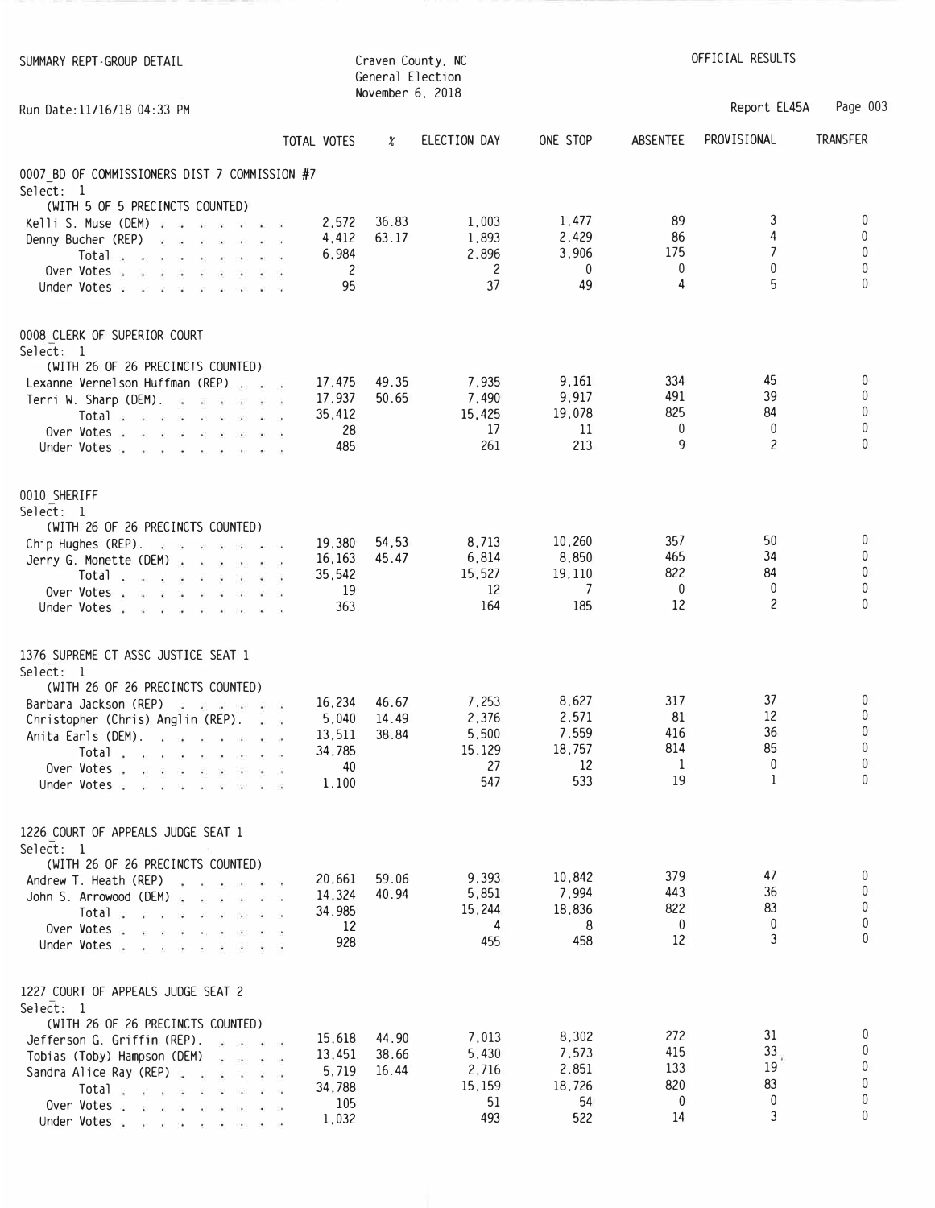SUMMARY REPT-GROUP DETAIL

Craven County, NC
General Election
November 6, 2018

OFFICIAL RESULTS

Run Date:11/16/18 04:33 PM

Report EL45A

| | TOTAL VOTES | % | ELECTION DAY | ONE STOP | ABSENTEE | PROVISIONAL | TRANSFER |
|---|---|---|---|---|---|---|---|
| **0007_BD OF COMMISSIONERS DIST 7 COMMISSION #7** | | | | | | | |
| Select: 1 | | | | | | | |
| (WITH 5 OF 5 PRECINCTS COUNTED) | | | | | | | |
| Kelli S. Muse (DEM) | 2,572 | 36.83 | 1,003 | 1,477 | 89 | 3 | 0 |
| Denny Bucher (REP) | 4,412 | 63.17 | 1,893 | 2,429 | 86 | 4 | 0 |
| Total | 6,984 | | 2,896 | 3,906 | 175 | 7 | 0 |
| Over Votes | 2 | | 2 | 0 | 0 | 0 | 0 |
| Under Votes | 95 | | 37 | 49 | 4 | 5 | 0 |
| **0008_CLERK OF SUPERIOR COURT** | | | | | | | |
| Select: 1 | | | | | | | |
| (WITH 26 OF 26 PRECINCTS COUNTED) | | | | | | | |
| Lexanne Vernelson Huffman (REP) | 17,475 | 49.35 | 7,935 | 9,161 | 334 | 45 | 0 |
| Terri W. Sharp (DEM) | 17,937 | 50.65 | 7,490 | 9,917 | 491 | 39 | 0 |
| Total | 35,412 | | 15,425 | 19,078 | 825 | 84 | 0 |
| Over Votes | 28 | | 17 | 11 | 0 | 0 | 0 |
| Under Votes | 485 | | 261 | 213 | 9 | 2 | 0 |
| **0010_SHERIFF** | | | | | | | |
| Select: 1 | | | | | | | |
| (WITH 26 OF 26 PRECINCTS COUNTED) | | | | | | | |
| Chip Hughes (REP) | 19,380 | 54.53 | 8,713 | 10,260 | 357 | 50 | 0 |
| Jerry G. Monette (DEM) | 16,163 | 45.47 | 6,814 | 8,850 | 465 | 34 | 0 |
| Total | 35,542 | | 15,527 | 19,110 | 822 | 84 | 0 |
| Over Votes | 19 | | 12 | 7 | 0 | 0 | 0 |
| Under Votes | 363 | | 164 | 185 | 12 | 2 | 0 |
| **1376_SUPREME CT ASSC JUSTICE SEAT 1** | | | | | | | |
| Select: 1 | | | | | | | |
| (WITH 26 OF 26 PRECINCTS COUNTED) | | | | | | | |
| Barbara Jackson (REP) | 16,234 | 46.67 | 7,253 | 8,627 | 317 | 37 | 0 |
| Christopher (Chris) Anglin (REP) | 5,040 | 14.49 | 2,376 | 2,571 | 81 | 12 | 0 |
| Anita Earls (DEM) | 13,511 | 38.84 | 5,500 | 7,559 | 416 | 36 | 0 |
| Total | 34,785 | | 15,129 | 18,757 | 814 | 85 | 0 |
| Over Votes | 40 | | 27 | 12 | 1 | 0 | 0 |
| Under Votes | 1,100 | | 547 | 533 | 19 | 1 | 0 |
| **1226_COURT OF APPEALS JUDGE SEAT 1** | | | | | | | |
| Select: 1 | | | | | | | |
| (WITH 26 OF 26 PRECINCTS COUNTED) | | | | | | | |
| Andrew T. Heath (REP) | 20,661 | 59.06 | 9,393 | 10,842 | 379 | 47 | 0 |
| John S. Arrowood (DEM) | 14,324 | 40.94 | 5,851 | 7,994 | 443 | 36 | 0 |
| Total | 34,985 | | 15,244 | 18,836 | 822 | 83 | 0 |
| Over Votes | 12 | | 4 | 8 | 0 | 0 | 0 |
| Under Votes | 928 | | 455 | 458 | 12 | 3 | 0 |
| **1227_COURT OF APPEALS JUDGE SEAT 2** | | | | | | | |
| Select: 1 | | | | | | | |
| (WITH 26 OF 26 PRECINCTS COUNTED) | | | | | | | |
| Jefferson G. Griffin (REP) | 15,618 | 44.90 | 7,013 | 8,302 | 272 | 31 | 0 |
| Tobias (Toby) Hampson (DEM) | 13,451 | 38.66 | 5,430 | 7,573 | 415 | 33 | 0 |
| Sandra Alice Ray (REP) | 5,719 | 16.44 | 2,716 | 2,851 | 133 | 19 | 0 |
| Total | 34,788 | | 15,159 | 18,726 | 820 | 83 | 0 |
| Over Votes | 105 | | 51 | 54 | 0 | 0 | 0 |
| Under Votes | 1,032 | | 493 | 522 | 14 | 3 | 0 |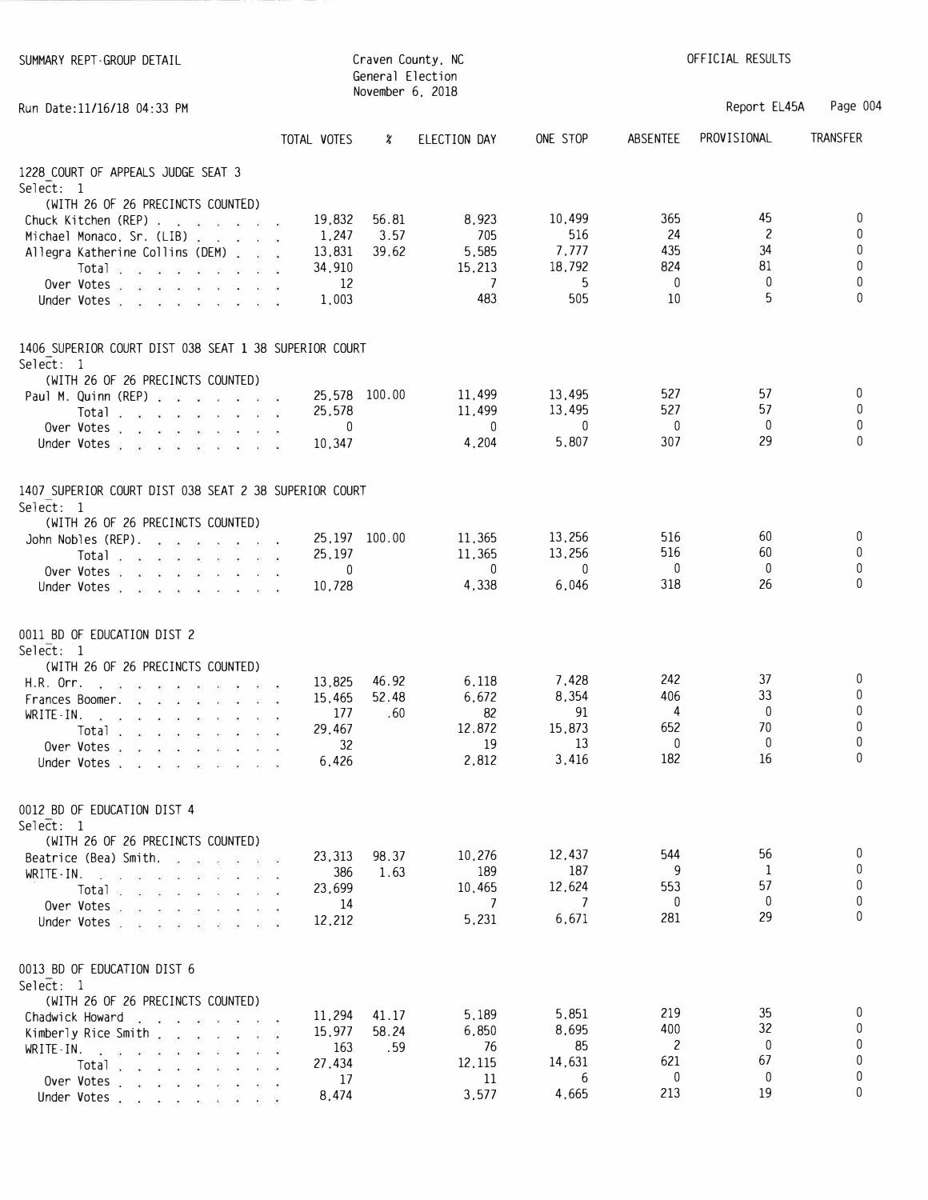SUMMARY REPT-GROUP DETAIL

Craven County, NC
General Election
November 6, 2018

OFFICIAL RESULTS

Run Date:11/16/18 04:33 PM

Report EL45A

## 1228_COURT OF APPEALS JUDGE SEAT 3

Select: 1

(WITH 26 OF 26 PRECINCTS COUNTED)

| | TOTAL VOTES | % | ELECTION DAY | ONE STOP | ABSENTEE | PROVISIONAL | TRANSFER |
|---|---|---|---|---|---|---|---|
| Chuck Kitchen (REP) | 19,832 | 56.81 | 8,923 | 10,499 | 365 | 45 | 0 |
| Michael Monaco, Sr. (LIB) | 1,247 | 3.57 | 705 | 516 | 24 | 2 | 0 |
| Allegra Katherine Collins (DEM) | 13,831 | 39.62 | 5,585 | 7,777 | 435 | 34 | 0 |
| Total | 34,910 | | 15,213 | 18,792 | 824 | 81 | 0 |
| Over Votes | 12 | | 7 | 5 | 0 | 0 | 0 |
| Under Votes | 1,003 | | 483 | 505 | 10 | 5 | 0 |

## 1406_SUPERIOR COURT DIST 038 SEAT 1 38 SUPERIOR COURT

Select: 1

(WITH 26 OF 26 PRECINCTS COUNTED)

| | TOTAL VOTES | % | ELECTION DAY | ONE STOP | ABSENTEE | PROVISIONAL | TRANSFER |
|---|---|---|---|---|---|---|---|
| Paul M. Quinn (REP) | 25,578 | 100.00 | 11,499 | 13,495 | 527 | 57 | 0 |
| Total | 25,578 | | 11,499 | 13,495 | 527 | 57 | 0 |
| Over Votes | 0 | | 0 | 0 | 0 | 0 | 0 |
| Under Votes | 10,347 | | 4,204 | 5,807 | 307 | 29 | 0 |

## 1407_SUPERIOR COURT DIST 038 SEAT 2 38 SUPERIOR COURT

Select: 1

(WITH 26 OF 26 PRECINCTS COUNTED)

| | TOTAL VOTES | % | ELECTION DAY | ONE STOP | ABSENTEE | PROVISIONAL | TRANSFER |
|---|---|---|---|---|---|---|---|
| John Nobles (REP) | 25,197 | 100.00 | 11,365 | 13,256 | 516 | 60 | 0 |
| Total | 25,197 | | 11,365 | 13,256 | 516 | 60 | 0 |
| Over Votes | 0 | | 0 | 0 | 0 | 0 | 0 |
| Under Votes | 10,728 | | 4,338 | 6,046 | 318 | 26 | 0 |

## 0011_BD OF EDUCATION DIST 2

Select: 1

(WITH 26 OF 26 PRECINCTS COUNTED)

| | TOTAL VOTES | % | ELECTION DAY | ONE STOP | ABSENTEE | PROVISIONAL | TRANSFER |
|---|---|---|---|---|---|---|---|
| H.R. Orr | 13,825 | 46.92 | 6,118 | 7,428 | 242 | 37 | 0 |
| Frances Boomer | 15,465 | 52.48 | 6,672 | 8,354 | 406 | 33 | 0 |
| WRITE-IN | 177 | .60 | 82 | 91 | 4 | 0 | 0 |
| Total | 29,467 | | 12,872 | 15,873 | 652 | 70 | 0 |
| Over Votes | 32 | | 19 | 13 | 0 | 0 | 0 |
| Under Votes | 6,426 | | 2,812 | 3,416 | 182 | 16 | 0 |

## 0012_BD OF EDUCATION DIST 4

Select: 1

(WITH 26 OF 26 PRECINCTS COUNTED)

| | TOTAL VOTES | % | ELECTION DAY | ONE STOP | ABSENTEE | PROVISIONAL | TRANSFER |
|---|---|---|---|---|---|---|---|
| Beatrice (Bea) Smith | 23,313 | 98.37 | 10,276 | 12,437 | 544 | 56 | 0 |
| WRITE-IN | 386 | 1.63 | 189 | 187 | 9 | 1 | 0 |
| Total | 23,699 | | 10,465 | 12,624 | 553 | 57 | 0 |
| Over Votes | 14 | | 7 | 7 | 0 | 0 | 0 |
| Under Votes | 12,212 | | 5,231 | 6,671 | 281 | 29 | 0 |

## 0013_BD OF EDUCATION DIST 6

Select: 1

(WITH 26 OF 26 PRECINCTS COUNTED)

| | TOTAL VOTES | % | ELECTION DAY | ONE STOP | ABSENTEE | PROVISIONAL | TRANSFER |
|---|---|---|---|---|---|---|---|
| Chadwick Howard | 11,294 | 41.17 | 5,189 | 5,851 | 219 | 35 | 0 |
| Kimberly Rice Smith | 15,977 | 58.24 | 6,850 | 8,695 | 400 | 32 | 0 |
| WRITE-IN | 163 | .59 | 76 | 85 | 2 | 0 | 0 |
| Total | 27,434 | | 12,115 | 14,631 | 621 | 67 | 0 |
| Over Votes | 17 | | 11 | 6 | 0 | 0 | 0 |
| Under Votes | 8,474 | | 3,577 | 4,665 | 213 | 19 | 0 |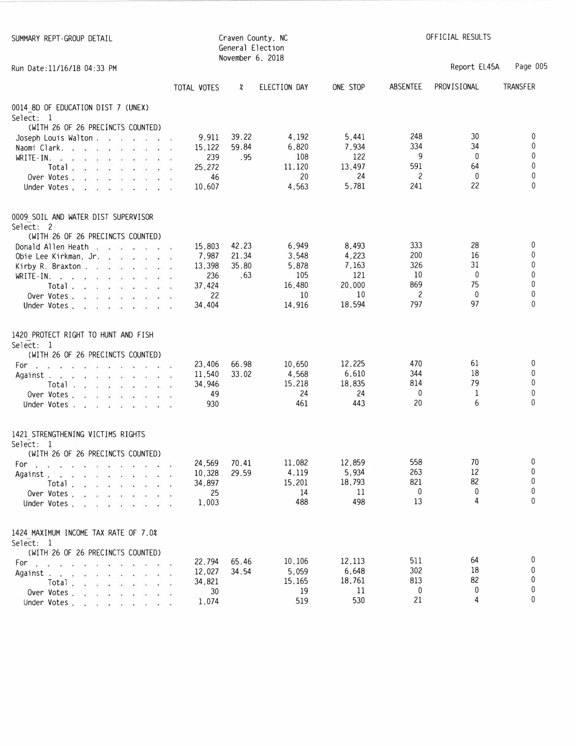SUMMARY REPT-GROUP DETAIL

Craven County, NC
General Election
November 6, 2018

OFFICIAL RESULTS

Run Date:11/16/18 04:33 PM

Report EL45A

| | TOTAL VOTES | % | ELECTION DAY | ONE STOP | ABSENTEE | PROVISIONAL | TRANSFER |
|---|---|---|---|---|---|---|---|
| **0014_BD OF EDUCATION DIST 7 (UNEX)** | | | | | | | |
| Select: 1 | | | | | | | |
| (WITH 26 OF 26 PRECINCTS COUNTED) | | | | | | | |
| Joseph Louis Walton | 9,911 | 39.22 | 4,192 | 5,441 | 248 | 30 | 0 |
| Naomi Clark | 15,122 | 59.84 | 6,820 | 7,934 | 334 | 34 | 0 |
| WRITE-IN | 239 | .95 | 108 | 122 | 9 | 0 | 0 |
| Total | 25,272 | | 11,120 | 13,497 | 591 | 64 | 0 |
| Over Votes | 46 | | 20 | 24 | 2 | 0 | 0 |
| Under Votes | 10,607 | | 4,563 | 5,781 | 241 | 22 | 0 |
| **0009_SOIL AND WATER DIST SUPERVISOR** | | | | | | | |
| Select: 2 | | | | | | | |
| (WITH 26 OF 26 PRECINCTS COUNTED) | | | | | | | |
| Donald Allen Heath | 15,803 | 42.23 | 6,949 | 8,493 | 333 | 28 | 0 |
| Obie Lee Kirkman, Jr. | 7,987 | 21.34 | 3,548 | 4,223 | 200 | 16 | 0 |
| Kirby R. Braxton | 13,398 | 35.80 | 5,878 | 7,163 | 326 | 31 | 0 |
| WRITE-IN | 236 | .63 | 105 | 121 | 10 | 0 | 0 |
| Total | 37,424 | | 16,480 | 20,000 | 869 | 75 | 0 |
| Over Votes | 22 | | 10 | 10 | 2 | 0 | 0 |
| Under Votes | 34,404 | | 14,916 | 18,594 | 797 | 97 | 0 |
| **1420_PROTECT RIGHT TO HUNT AND FISH** | | | | | | | |
| Select: 1 | | | | | | | |
| (WITH 26 OF 26 PRECINCTS COUNTED) | | | | | | | |
| For | 23,406 | 66.98 | 10,650 | 12,225 | 470 | 61 | 0 |
| Against | 11,540 | 33.02 | 4,568 | 6,610 | 344 | 18 | 0 |
| Total | 34,946 | | 15,218 | 18,835 | 814 | 79 | 0 |
| Over Votes | 49 | | 24 | 24 | 0 | 1 | 0 |
| Under Votes | 930 | | 461 | 443 | 20 | 6 | 0 |
| **1421_STRENGTHENING VICTIMS RIGHTS** | | | | | | | |
| Select: 1 | | | | | | | |
| (WITH 26 OF 26 PRECINCTS COUNTED) | | | | | | | |
| For | 24,569 | 70.41 | 11,082 | 12,859 | 558 | 70 | 0 |
| Against | 10,328 | 29.59 | 4,119 | 5,934 | 263 | 12 | 0 |
| Total | 34,897 | | 15,201 | 18,793 | 821 | 82 | 0 |
| Over Votes | 25 | | 14 | 11 | 0 | 0 | 0 |
| Under Votes | 1,003 | | 488 | 498 | 13 | 4 | 0 |
| **1424_MAXIMUM INCOME TAX RATE OF 7.0%** | | | | | | | |
| Select: 1 | | | | | | | |
| (WITH 26 OF 26 PRECINCTS COUNTED) | | | | | | | |
| For | 22,794 | 65.46 | 10,106 | 12,113 | 511 | 64 | 0 |
| Against | 12,027 | 34.54 | 5,059 | 6,648 | 302 | 18 | 0 |
| Total | 34,821 | | 15,165 | 18,761 | 813 | 82 | 0 |
| Over Votes | 30 | | 19 | 11 | 0 | 0 | 0 |
| Under Votes | 1,074 | | 519 | 530 | 21 | 4 | 0 |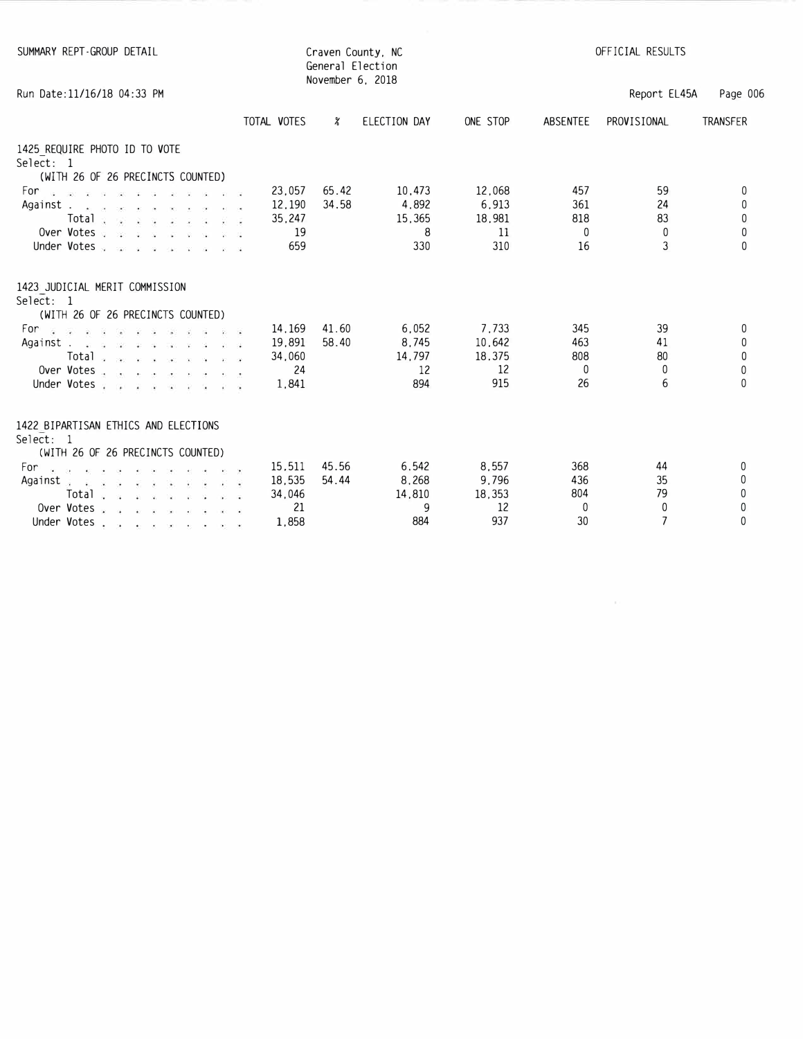SUMMARY REPT-GROUP DETAIL

Craven County, NC
General Election
November 6, 2018

OFFICIAL RESULTS

Run Date:11/16/18 04:33 PM

Report EL45A

| | TOTAL VOTES | % | ELECTION DAY | ONE STOP | ABSENTEE | PROVISIONAL | TRANSFER |
|---|---|---|---|---|---|---|---|
| **1425_REQUIRE PHOTO ID TO VOTE** | | | | | | | |
| Select: 1 | | | | | | | |
| (WITH 26 OF 26 PRECINCTS COUNTED) | | | | | | | |
| For | 23,057 | 65.42 | 10,473 | 12,068 | 457 | 59 | 0 |
| Against | 12,190 | 34.58 | 4,892 | 6,913 | 361 | 24 | 0 |
| Total | 35,247 | | 15,365 | 18,981 | 818 | 83 | 0 |
| Over Votes | 19 | | 8 | 11 | 0 | 0 | 0 |
| Under Votes | 659 | | 330 | 310 | 16 | 3 | 0 |
| **1423_JUDICIAL MERIT COMMISSION** | | | | | | | |
| Select: 1 | | | | | | | |
| (WITH 26 OF 26 PRECINCTS COUNTED) | | | | | | | |
| For | 14,169 | 41.60 | 6,052 | 7,733 | 345 | 39 | 0 |
| Against | 19,891 | 58.40 | 8,745 | 10,642 | 463 | 41 | 0 |
| Total | 34,060 | | 14,797 | 18,375 | 808 | 80 | 0 |
| Over Votes | 24 | | 12 | 12 | 0 | 0 | 0 |
| Under Votes | 1,841 | | 894 | 915 | 26 | 6 | 0 |
| **1422_BIPARTISAN ETHICS AND ELECTIONS** | | | | | | | |
| Select: 1 | | | | | | | |
| (WITH 26 OF 26 PRECINCTS COUNTED) | | | | | | | |
| For | 15,511 | 45.56 | 6,542 | 8,557 | 368 | 44 | 0 |
| Against | 18,535 | 54.44 | 8,268 | 9,796 | 436 | 35 | 0 |
| Total | 34,046 | | 14,810 | 18,353 | 804 | 79 | 0 |
| Over Votes | 21 | | 9 | 12 | 0 | 0 | 0 |
| Under Votes | 1,858 | | 884 | 937 | 30 | 7 | 0 |